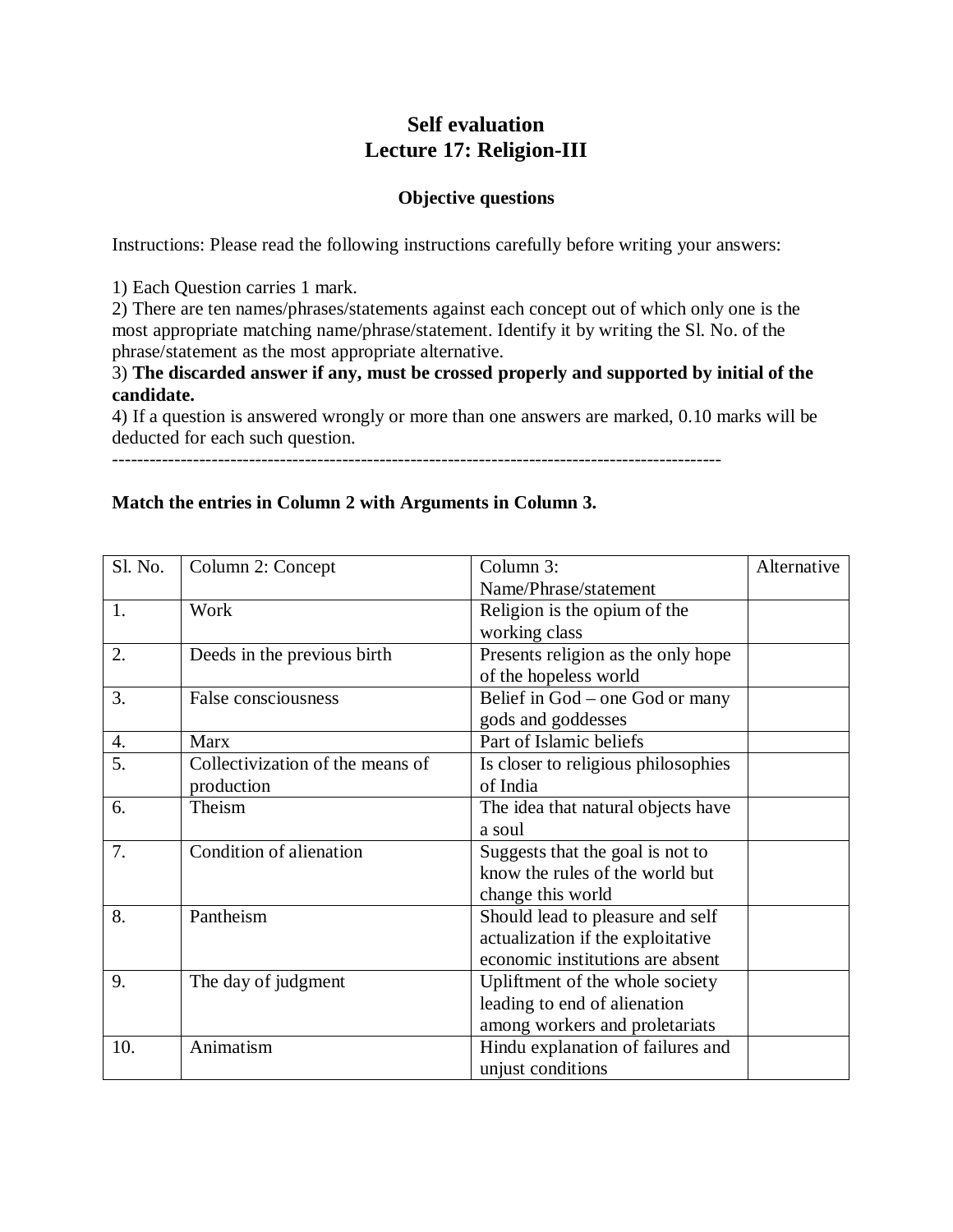# Self evaluation
# Lecture 17: Religion-III

### Objective questions

Instructions: Please read the following instructions carefully before writing your answers:

1) Each Question carries 1 mark.
2) There are ten names/phrases/statements against each concept out of which only one is the most appropriate matching name/phrase/statement. Identify it by writing the Sl. No. of the phrase/statement as the most appropriate alternative.
3) **The discarded answer if any, must be crossed properly and supported by initial of the candidate.**
4) If a question is answered wrongly or more than one answers are marked, 0.10 marks will be deducted for each such question.

---------------------------------------------------------------------------------------------------

**Match the entries in Column 2 with Arguments in Column 3.**

| Sl. No. | Column 2: Concept | Column 3: Name/Phrase/statement | Alternative |
|---|---|---|---|
| 1. | Work | Religion is the opium of the working class | |
| 2. | Deeds in the previous birth | Presents religion as the only hope of the hopeless world | |
| 3. | False consciousness | Belief in God – one God or many gods and goddesses | |
| 4. | Marx | Part of Islamic beliefs | |
| 5. | Collectivization of the means of production | Is closer to religious philosophies of India | |
| 6. | Theism | The idea that natural objects have a soul | |
| 7. | Condition of alienation | Suggests that the goal is not to know the rules of the world but change this world | |
| 8. | Pantheism | Should lead to pleasure and self actualization if the exploitative economic institutions are absent | |
| 9. | The day of judgment | Upliftment of the whole society leading to end of alienation among workers and proletariats | |
| 10. | Animatism | Hindu explanation of failures and unjust conditions | |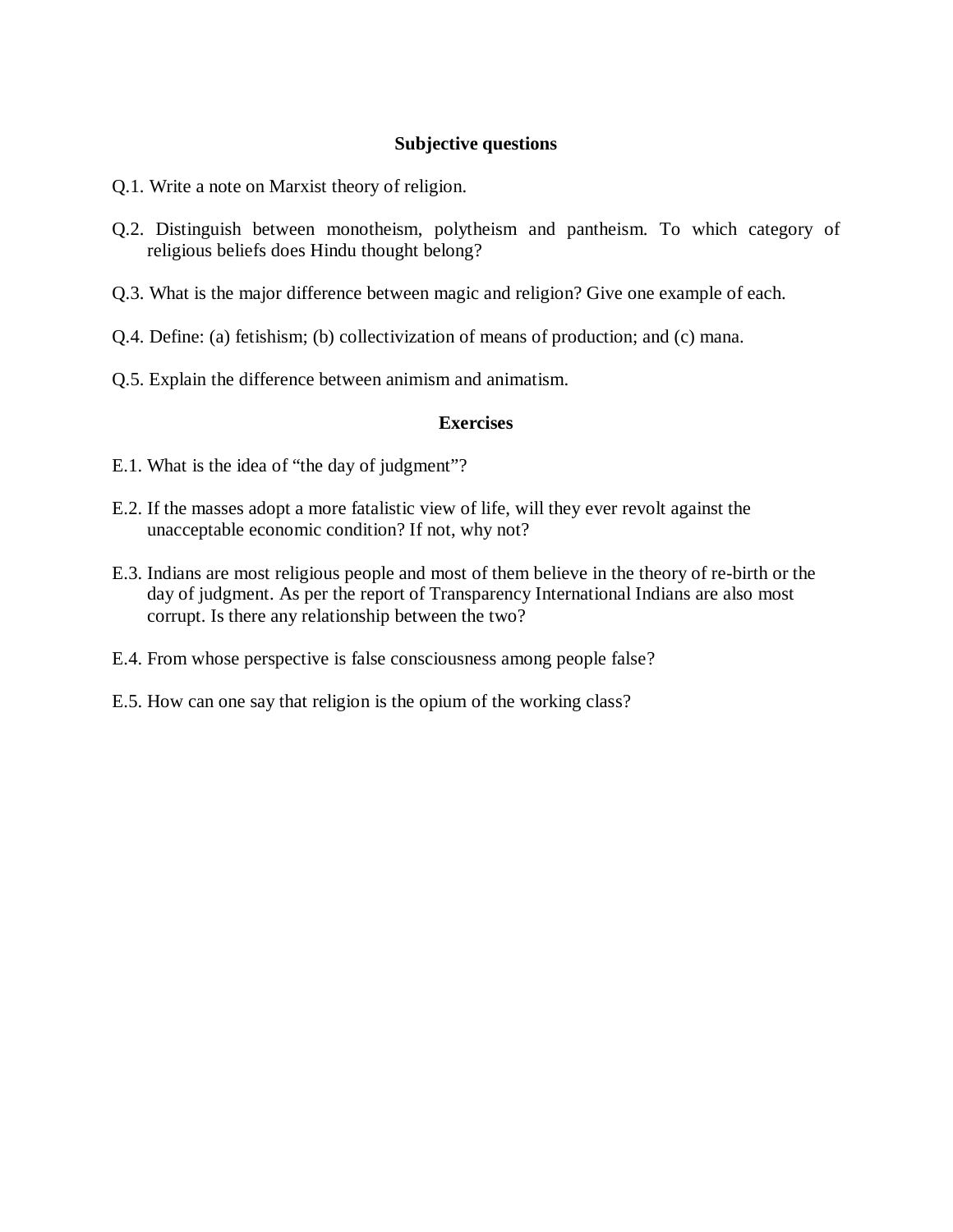## Subjective questions

Q.1. Write a note on Marxist theory of religion.

Q.2. Distinguish between monotheism, polytheism and pantheism. To which category of religious beliefs does Hindu thought belong?

Q.3. What is the major difference between magic and religion? Give one example of each.

Q.4. Define: (a) fetishism; (b) collectivization of means of production; and (c) mana.

Q.5. Explain the difference between animism and animatism.

## Exercises

E.1. What is the idea of "the day of judgment"?

E.2. If the masses adopt a more fatalistic view of life, will they ever revolt against the unacceptable economic condition? If not, why not?

E.3. Indians are most religious people and most of them believe in the theory of re-birth or the day of judgment. As per the report of Transparency International Indians are also most corrupt. Is there any relationship between the two?

E.4. From whose perspective is false consciousness among people false?

E.5. How can one say that religion is the opium of the working class?